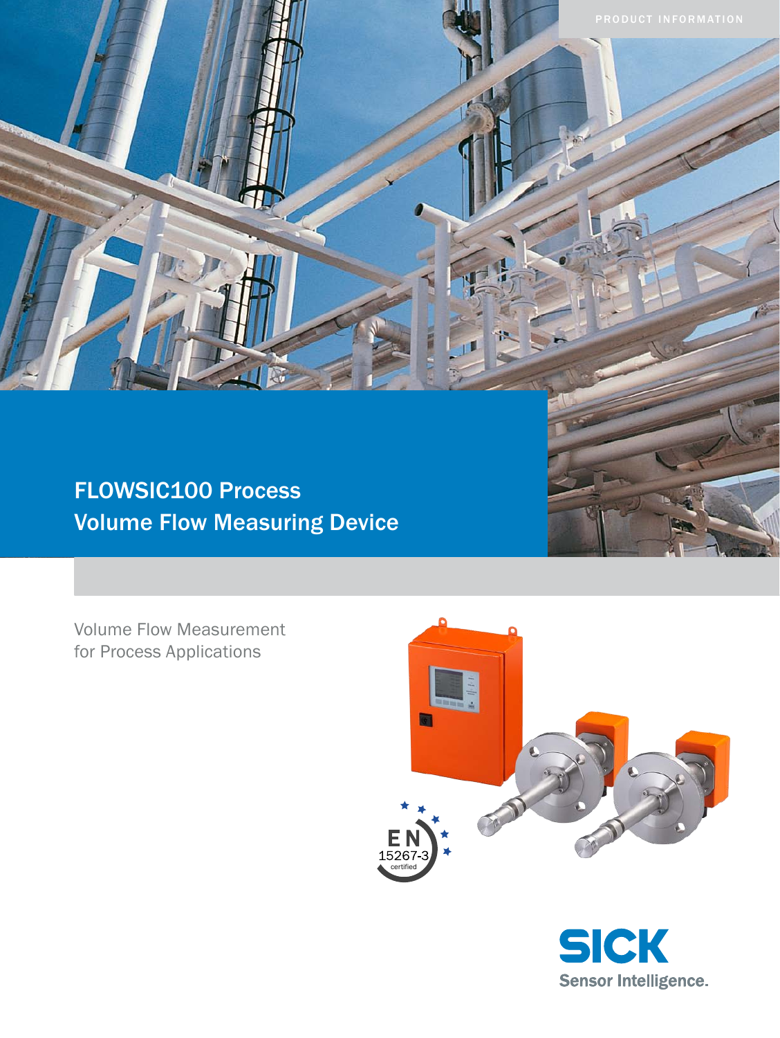PRODUCT INFORMATION

# FLOWSIC100 Process Volume Flow Measuring Device

Volume Flow Measurement for Process Applications

EN 15267-3 certified

SICK Sensor Intelligence.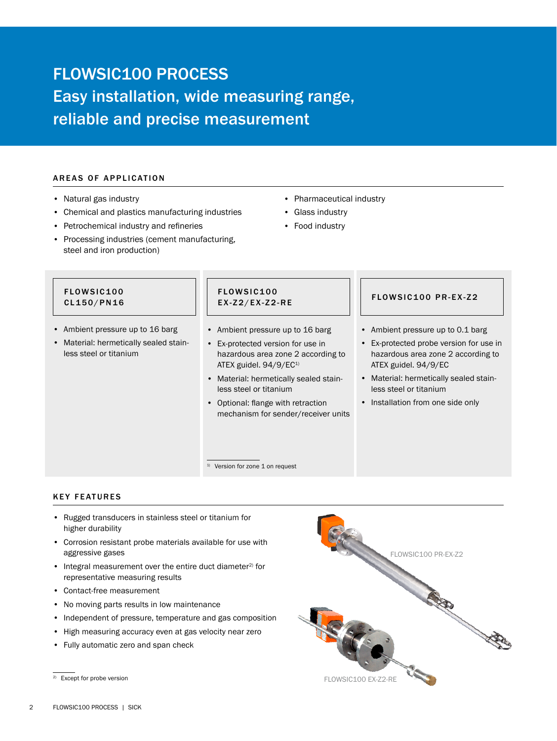# FLOWSIC100 PROCESS
## Easy installation, wide measuring range, reliable and precise measurement

### AREAS OF APPLICATION

- Natural gas industry
- Chemical and plastics manufacturing industries
- Petrochemical industry and refineries
- Processing industries (cement manufacturing, steel and iron production)
- Pharmaceutical industry
- Glass industry
- Food industry

#### FLOWSIC100 CL150/PN16

- Ambient pressure up to 16 barg
- Material: hermetically sealed stainless steel or titanium

#### FLOWSIC100 EX-Z2/EX-Z2-RE

- Ambient pressure up to 16 barg
- Ex-protected version for use in hazardous area zone 2 according to ATEX guidel. 94/9/EC[1]
- Material: hermetically sealed stainless steel or titanium
- Optional: flange with retraction mechanism for sender/receiver units

[1] Version for zone 1 on request

#### FLOWSIC100 PR-EX-Z2

- Ambient pressure up to 0.1 barg
- Ex-protected probe version for use in hazardous area zone 2 according to ATEX guidel. 94/9/EC
- Material: hermetically sealed stainless steel or titanium
- Installation from one side only

### KEY FEATURES

- Rugged transducers in stainless steel or titanium for higher durability
- Corrosion resistant probe materials available for use with aggressive gases
- Integral measurement over the entire duct diameter[2] for representative measuring results
- Contact-free measurement
- No moving parts results in low maintenance
- Independent of pressure, temperature and gas composition
- High measuring accuracy even at gas velocity near zero
- Fully automatic zero and span check

[2] Except for probe version

FLOWSIC100 PR-EX-Z2

FLOWSIC100 EX-Z2-RE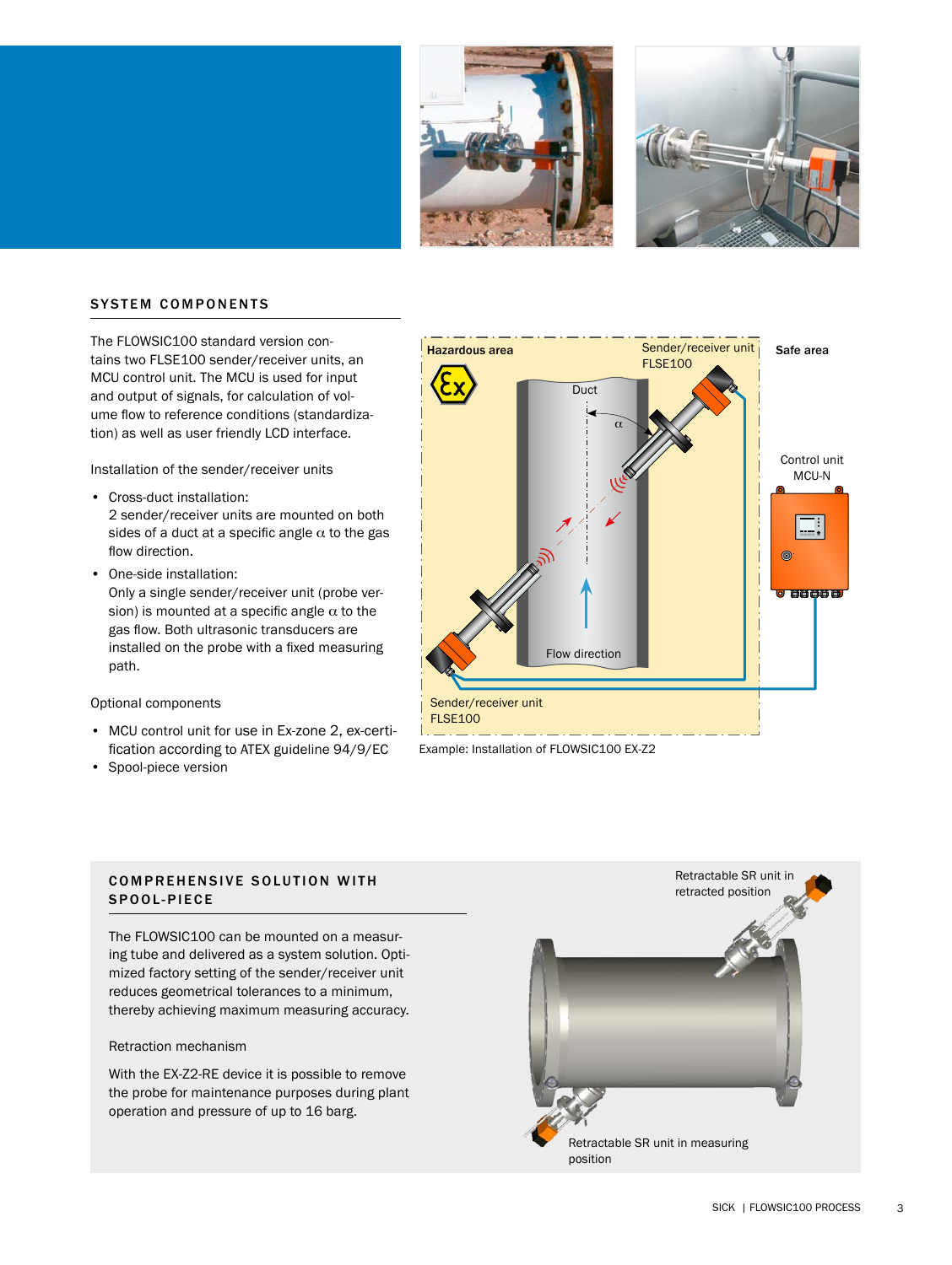## SYSTEM COMPONENTS

The FLOWSIC100 standard version contains two FLSE100 sender/receiver units, an MCU control unit. The MCU is used for input and output of signals, for calculation of volume flow to reference conditions (standardization) as well as user friendly LCD interface.

Installation of the sender/receiver units

- Cross-duct installation:
  2 sender/receiver units are mounted on both sides of a duct at a specific angle α to the gas flow direction.
- One-side installation:
  Only a single sender/receiver unit (probe version) is mounted at a specific angle α to the gas flow. Both ultrasonic transducers are installed on the probe with a fixed measuring path.

Optional components

- MCU control unit for use in Ex-zone 2, ex-certification according to ATEX guideline 94/9/EC
- Spool-piece version

Example: Installation of FLOWSIC100 EX-Z2

## COMPREHENSIVE SOLUTION WITH SPOOL-PIECE

The FLOWSIC100 can be mounted on a measuring tube and delivered as a system solution. Optimized factory setting of the sender/receiver unit reduces geometrical tolerances to a minimum, thereby achieving maximum measuring accuracy.

Retraction mechanism

With the EX-Z2-RE device it is possible to remove the probe for maintenance purposes during plant operation and pressure of up to 16 barg.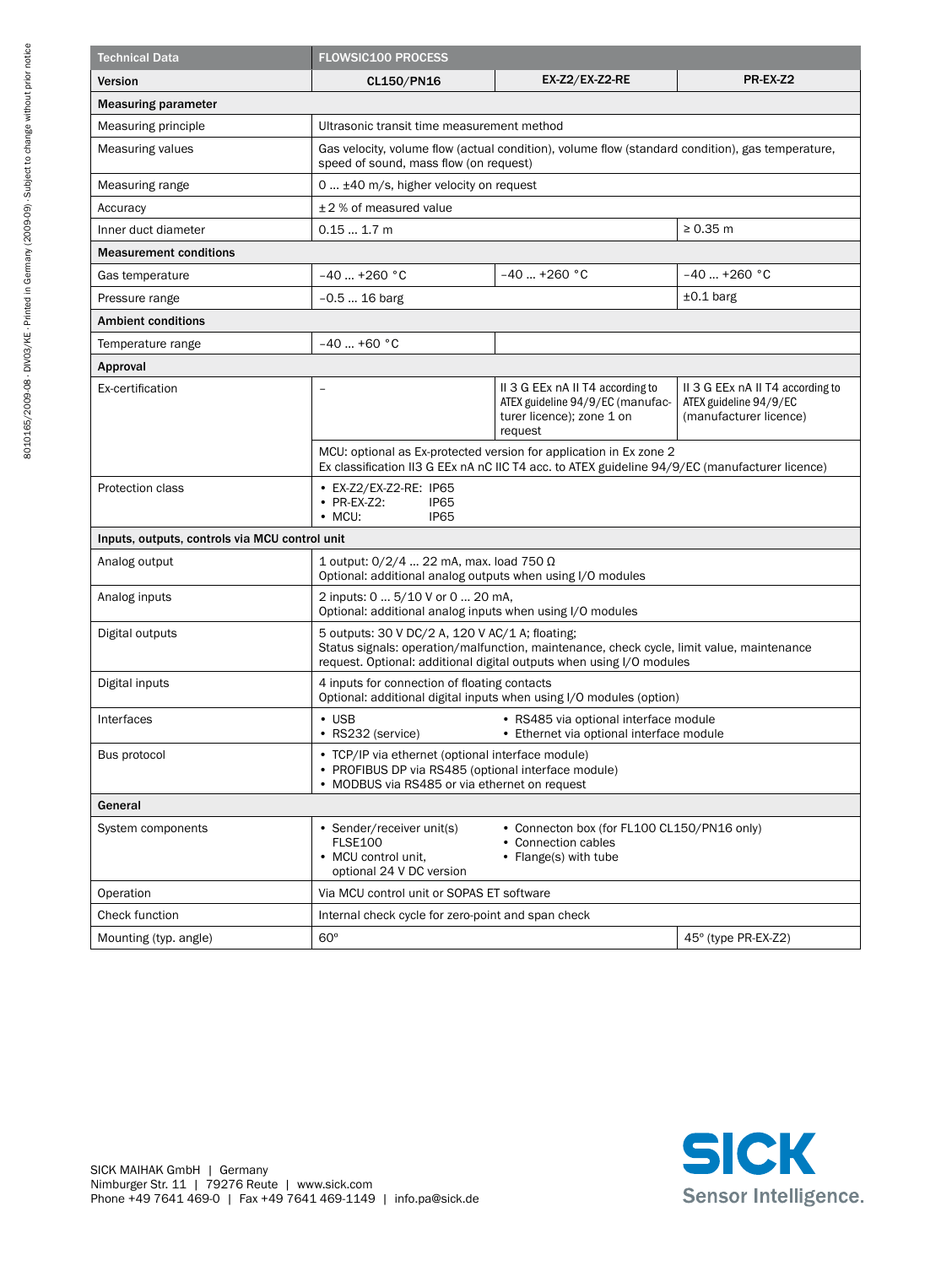| Technical Data | FLOWSIC100 PROCESS | | |
|---|---|---|---|
| **Version** | **CL150/PN16** | **EX-Z2/EX-Z2-RE** | **PR-EX-Z2** |
| **Measuring parameter** | | | |
| Measuring principle | Ultrasonic transit time measurement method | | |
| Measuring values | Gas velocity, volume flow (actual condition), volume flow (standard condition), gas temperature, speed of sound, mass flow (on request) | | |
| Measuring range | 0 … ±40 m/s, higher velocity on request | | |
| Accuracy | ±2 % of measured value | | |
| Inner duct diameter | 0.15 … 1.7 m | | ≥ 0.35 m |
| **Measurement conditions** | | | |
| Gas temperature | −40 … +260 °C | −40 … +260 °C | −40 … +260 °C |
| Pressure range | −0.5 … 16 barg | | ±0.1 barg |
| **Ambient conditions** | | | |
| Temperature range | −40 … +60 °C | | |
| **Approval** | | | |
| Ex-certification | – | II 3 G EEx nA II T4 according to ATEX guideline 94/9/EC (manufacturer licence); zone 1 on request | II 3 G EEx nA II T4 according to ATEX guideline 94/9/EC (manufacturer licence) |
| | MCU: optional as Ex-protected version for application in Ex zone 2<br>Ex classification II3 G EEx nA nC IIC T4 acc. to ATEX guideline 94/9/EC (manufacturer licence) | | |
| Protection class | • EX-Z2/EX-Z2-RE: IP65<br>• PR-EX-Z2: IP65<br>• MCU: IP65 | | |
| **Inputs, outputs, controls via MCU control unit** | | | |
| Analog output | 1 output: 0/2/4 … 22 mA, max. load 750 Ω<br>Optional: additional analog outputs when using I/O modules | | |
| Analog inputs | 2 inputs: 0 … 5/10 V or 0 … 20 mA,<br>Optional: additional analog inputs when using I/O modules | | |
| Digital outputs | 5 outputs: 30 V DC/2 A, 120 V AC/1 A; floating;<br>Status signals: operation/malfunction, maintenance, check cycle, limit value, maintenance request. Optional: additional digital outputs when using I/O modules | | |
| Digital inputs | 4 inputs for connection of floating contacts<br>Optional: additional digital inputs when using I/O modules (option) | | |
| Interfaces | • USB<br>• RS232 (service)<br>• RS485 via optional interface module<br>• Ethernet via optional interface module | | |
| Bus protocol | • TCP/IP via ethernet (optional interface module)<br>• PROFIBUS DP via RS485 (optional interface module)<br>• MODBUS via RS485 or via ethernet on request | | |
| **General** | | | |
| System components | • Sender/receiver unit(s) FLSE100<br>• MCU control unit, optional 24 V DC version<br>• Connecton box (for FL100 CL150/PN16 only)<br>• Connection cables<br>• Flange(s) with tube | | |
| Operation | Via MCU control unit or SOPAS ET software | | |
| Check function | Internal check cycle for zero-point and span check | | |
| Mounting (typ. angle) | 60° | | 45° (type PR-EX-Z2) |

SICK MAIHAK GmbH | Germany
Nimburger Str. 11 | 79276 Reute | www.sick.com
Phone +49 7641 469-0 | Fax +49 7641 469-1149 | info.pa@sick.de

SICK
Sensor Intelligence.

8010165/2009-08 · DV03/KE · Printed in Germany (2009-09) · Subject to change without prior notice